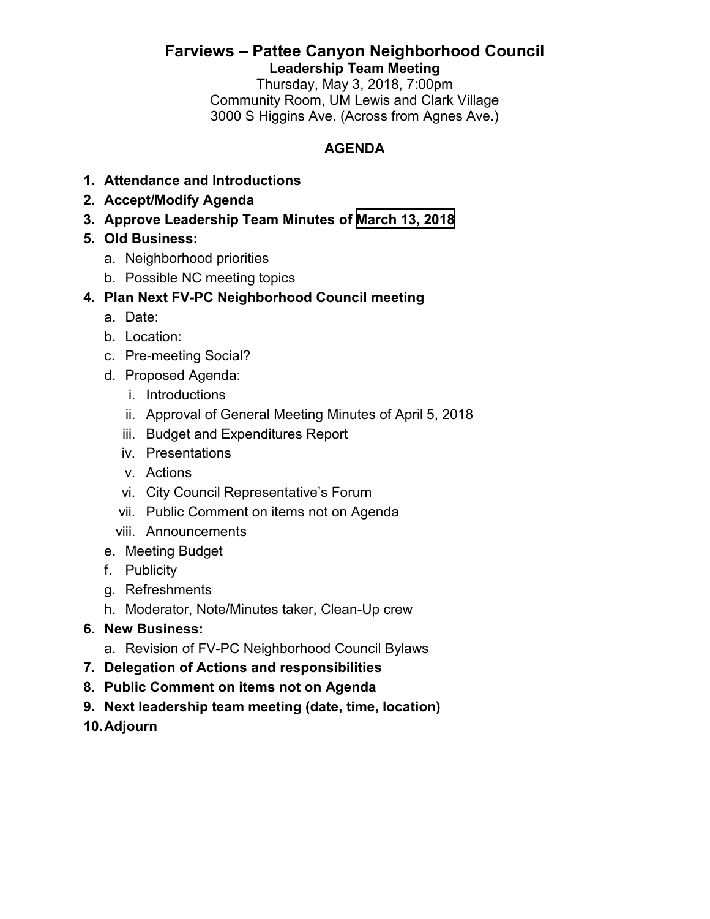# Farviews – Pattee Canyon Neighborhood Council

## Leadership Team Meeting

Thursday, May 3, 2018, 7:00pm
Community Room, UM Lewis and Clark Village
3000 S Higgins Ave. (Across from Agnes Ave.)

**AGENDA**

**1. Attendance and Introductions**

**2. Accept/Modify Agenda**

**3. Approve Leadership Team Minutes of March 13, 2018**

**5. Old Business:**
   - a. Neighborhood priorities
   - b. Possible NC meeting topics

**4. Plan Next FV-PC Neighborhood Council meeting**
   - a. Date:
   - b. Location:
   - c. Pre-meeting Social?
   - d. Proposed Agenda:
     - i. Introductions
     - ii. Approval of General Meeting Minutes of April 5, 2018
     - iii. Budget and Expenditures Report
     - iv. Presentations
     - v. Actions
     - vi. City Council Representative's Forum
     - vii. Public Comment on items not on Agenda
     - viii. Announcements
   - e. Meeting Budget
   - f. Publicity
   - g. Refreshments
   - h. Moderator, Note/Minutes taker, Clean-Up crew

**6. New Business:**
   - a. Revision of FV-PC Neighborhood Council Bylaws

**7. Delegation of Actions and responsibilities**

**8. Public Comment on items not on Agenda**

**9. Next leadership team meeting (date, time, location)**

**10. Adjourn**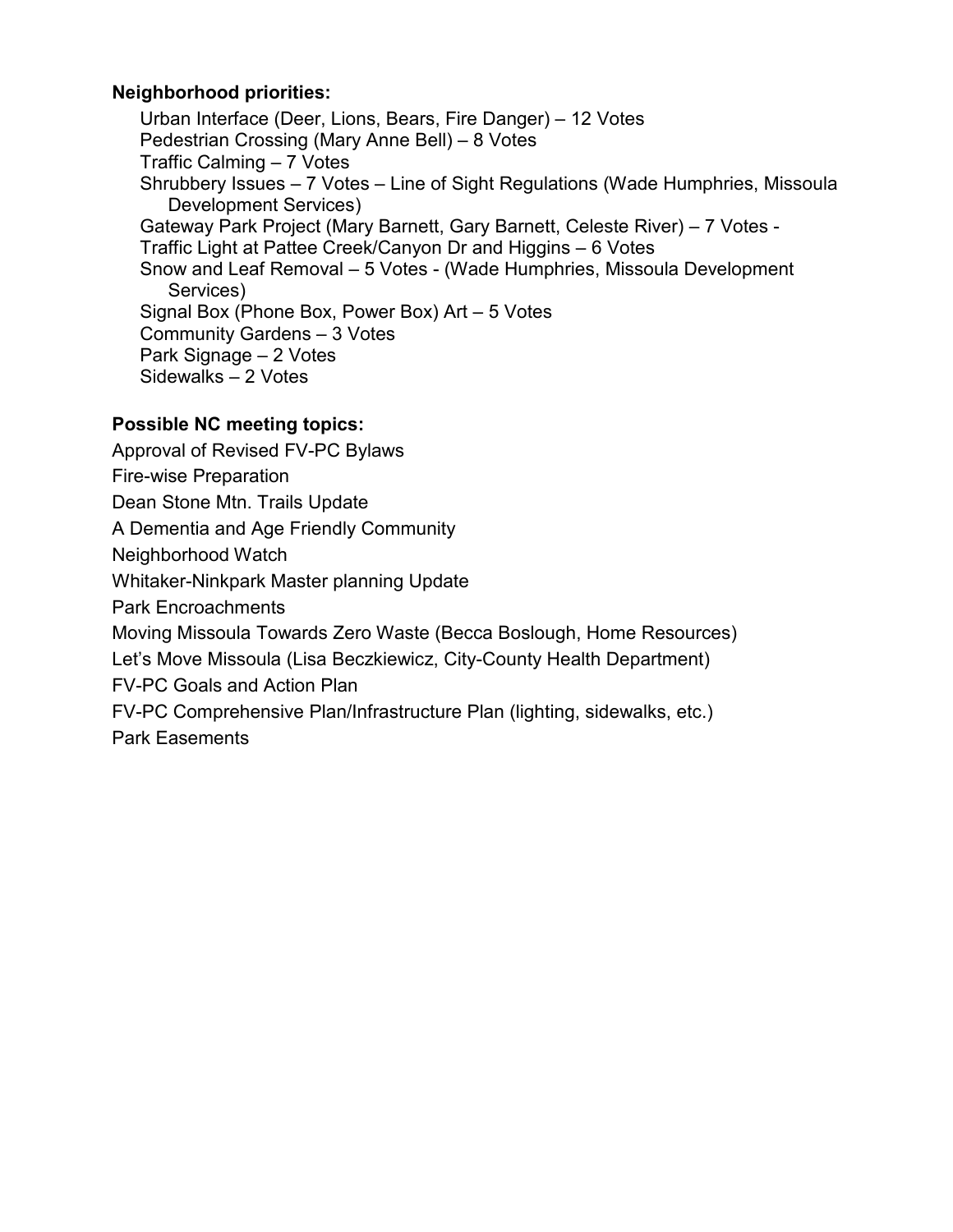**Neighborhood priorities:**

- Urban Interface (Deer, Lions, Bears, Fire Danger) – 12 Votes
- Pedestrian Crossing (Mary Anne Bell) – 8 Votes
- Traffic Calming – 7 Votes
- Shrubbery Issues – 7 Votes – Line of Sight Regulations (Wade Humphries, Missoula Development Services)
- Gateway Park Project (Mary Barnett, Gary Barnett, Celeste River) – 7 Votes -
- Traffic Light at Pattee Creek/Canyon Dr and Higgins – 6 Votes
- Snow and Leaf Removal – 5 Votes - (Wade Humphries, Missoula Development Services)
- Signal Box (Phone Box, Power Box) Art – 5 Votes
- Community Gardens – 3 Votes
- Park Signage – 2 Votes
- Sidewalks – 2 Votes

**Possible NC meeting topics:**

Approval of Revised FV-PC Bylaws

Fire-wise Preparation

Dean Stone Mtn. Trails Update

A Dementia and Age Friendly Community

Neighborhood Watch

Whitaker-Ninkpark Master planning Update

Park Encroachments

Moving Missoula Towards Zero Waste (Becca Boslough, Home Resources)

Let's Move Missoula (Lisa Beczkiewicz, City-County Health Department)

FV-PC Goals and Action Plan

FV-PC Comprehensive Plan/Infrastructure Plan (lighting, sidewalks, etc.)

Park Easements